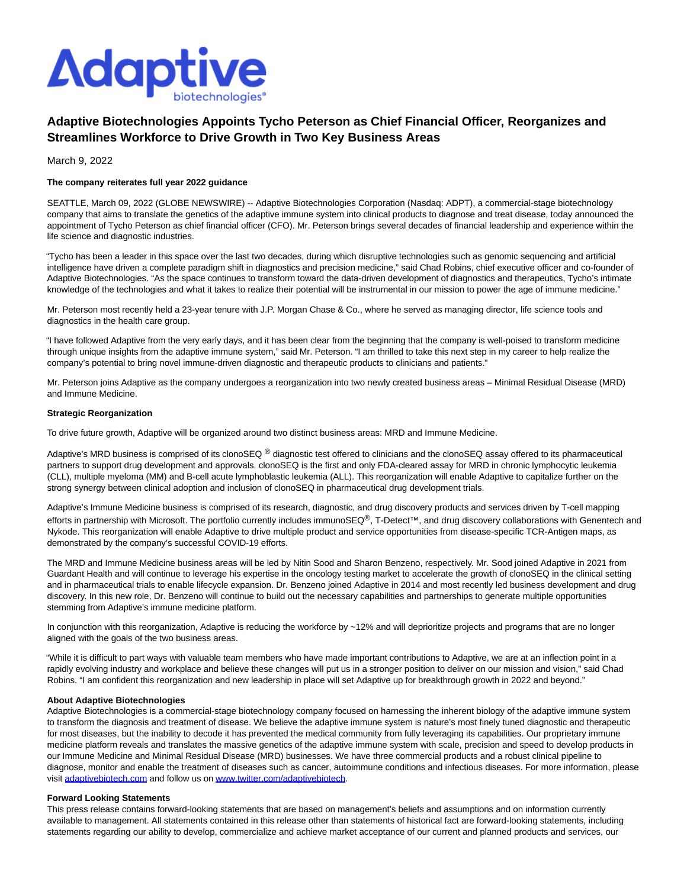# Adaptive Biotechnologies Appoints Tycho Peterson as Chief Financial Officer, Reorganizes and Streamlines Workforce to Drive Growth in Two Key Business Areas

March 9, 2022

**The company reiterates full year 2022 guidance**

SEATTLE, March 09, 2022 (GLOBE NEWSWIRE) -- Adaptive Biotechnologies Corporation (Nasdaq: ADPT), a commercial-stage biotechnology company that aims to translate the genetics of the adaptive immune system into clinical products to diagnose and treat disease, today announced the appointment of Tycho Peterson as chief financial officer (CFO). Mr. Peterson brings several decades of financial leadership and experience within the life science and diagnostic industries.

"Tycho has been a leader in this space over the last two decades, during which disruptive technologies such as genomic sequencing and artificial intelligence have driven a complete paradigm shift in diagnostics and precision medicine," said Chad Robins, chief executive officer and co-founder of Adaptive Biotechnologies. "As the space continues to transform toward the data-driven development of diagnostics and therapeutics, Tycho's intimate knowledge of the technologies and what it takes to realize their potential will be instrumental in our mission to power the age of immune medicine."

Mr. Peterson most recently held a 23-year tenure with J.P. Morgan Chase & Co., where he served as managing director, life science tools and diagnostics in the health care group.

"I have followed Adaptive from the very early days, and it has been clear from the beginning that the company is well-poised to transform medicine through unique insights from the adaptive immune system," said Mr. Peterson. "I am thrilled to take this next step in my career to help realize the company's potential to bring novel immune-driven diagnostic and therapeutic products to clinicians and patients."

Mr. Peterson joins Adaptive as the company undergoes a reorganization into two newly created business areas – Minimal Residual Disease (MRD) and Immune Medicine.

**Strategic Reorganization**

To drive future growth, Adaptive will be organized around two distinct business areas: MRD and Immune Medicine.

Adaptive's MRD business is comprised of its clonoSEQ® diagnostic test offered to clinicians and the clonoSEQ assay offered to its pharmaceutical partners to support drug development and approvals. clonoSEQ is the first and only FDA-cleared assay for MRD in chronic lymphocytic leukemia (CLL), multiple myeloma (MM) and B-cell acute lymphoblastic leukemia (ALL). This reorganization will enable Adaptive to capitalize further on the strong synergy between clinical adoption and inclusion of clonoSEQ in pharmaceutical drug development trials.

Adaptive's Immune Medicine business is comprised of its research, diagnostic, and drug discovery products and services driven by T-cell mapping efforts in partnership with Microsoft. The portfolio currently includes immunoSEQ®, T-Detect™, and drug discovery collaborations with Genentech and Nykode. This reorganization will enable Adaptive to drive multiple product and service opportunities from disease-specific TCR-Antigen maps, as demonstrated by the company's successful COVID-19 efforts.

The MRD and Immune Medicine business areas will be led by Nitin Sood and Sharon Benzeno, respectively. Mr. Sood joined Adaptive in 2021 from Guardant Health and will continue to leverage his expertise in the oncology testing market to accelerate the growth of clonoSEQ in the clinical setting and in pharmaceutical trials to enable lifecycle expansion. Dr. Benzeno joined Adaptive in 2014 and most recently led business development and drug discovery. In this new role, Dr. Benzeno will continue to build out the necessary capabilities and partnerships to generate multiple opportunities stemming from Adaptive's immune medicine platform.

In conjunction with this reorganization, Adaptive is reducing the workforce by ~12% and will deprioritize projects and programs that are no longer aligned with the goals of the two business areas.

"While it is difficult to part ways with valuable team members who have made important contributions to Adaptive, we are at an inflection point in a rapidly evolving industry and workplace and believe these changes will put us in a stronger position to deliver on our mission and vision," said Chad Robins. "I am confident this reorganization and new leadership in place will set Adaptive up for breakthrough growth in 2022 and beyond."

**About Adaptive Biotechnologies**

Adaptive Biotechnologies is a commercial-stage biotechnology company focused on harnessing the inherent biology of the adaptive immune system to transform the diagnosis and treatment of disease. We believe the adaptive immune system is nature's most finely tuned diagnostic and therapeutic for most diseases, but the inability to decode it has prevented the medical community from fully leveraging its capabilities. Our proprietary immune medicine platform reveals and translates the massive genetics of the adaptive immune system with scale, precision and speed to develop products in our Immune Medicine and Minimal Residual Disease (MRD) businesses. We have three commercial products and a robust clinical pipeline to diagnose, monitor and enable the treatment of diseases such as cancer, autoimmune conditions and infectious diseases. For more information, please visit [adaptivebiotech.com](adaptivebiotech.com) and follow us on [www.twitter.com/adaptivebiotech](www.twitter.com/adaptivebiotech).

**Forward Looking Statements**

This press release contains forward-looking statements that are based on management's beliefs and assumptions and on information currently available to management. All statements contained in this release other than statements of historical fact are forward-looking statements, including statements regarding our ability to develop, commercialize and achieve market acceptance of our current and planned products and services, our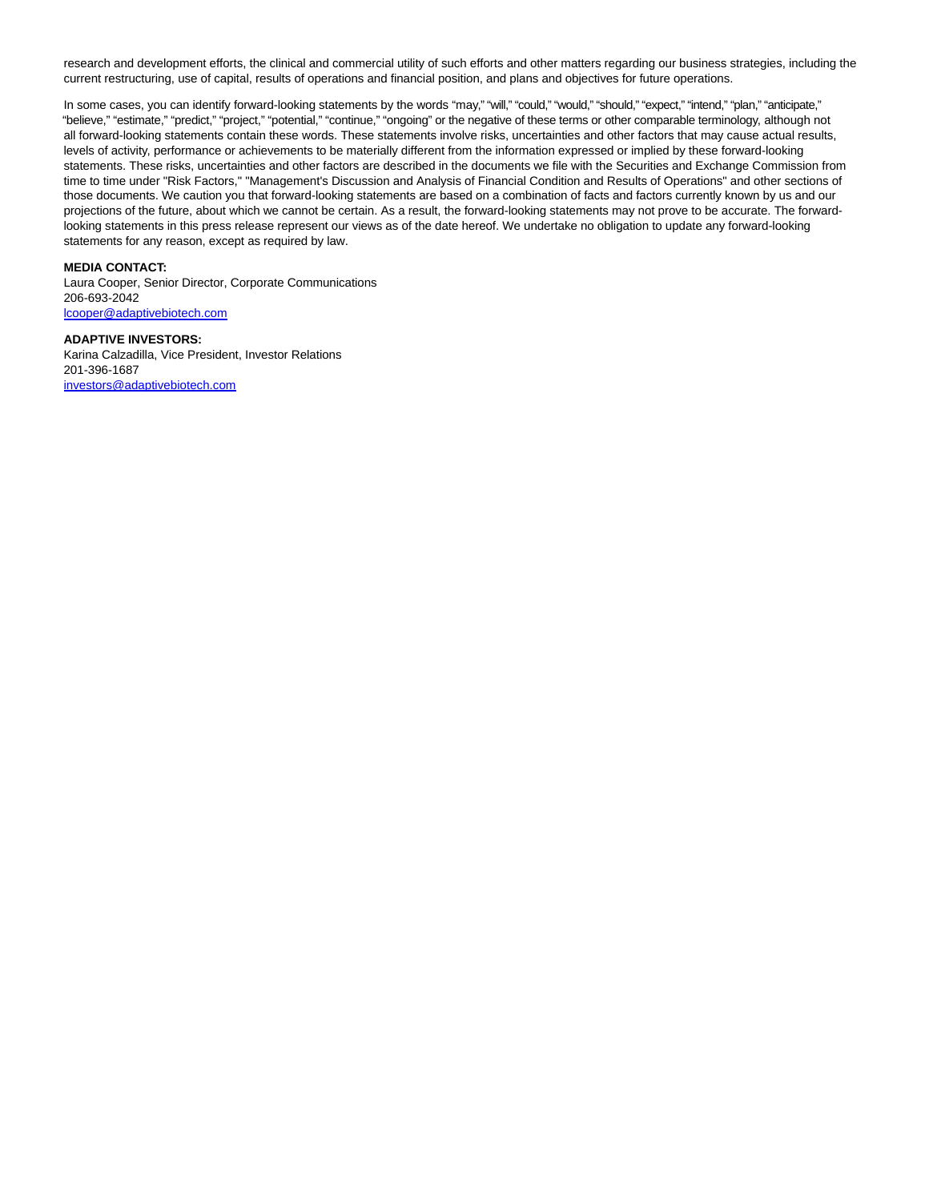research and development efforts, the clinical and commercial utility of such efforts and other matters regarding our business strategies, including the current restructuring, use of capital, results of operations and financial position, and plans and objectives for future operations.

In some cases, you can identify forward-looking statements by the words "may," "will," "could," "would," "should," "expect," "intend," "plan," "anticipate," "believe," "estimate," "predict," "project," "potential," "continue," "ongoing" or the negative of these terms or other comparable terminology, although not all forward-looking statements contain these words. These statements involve risks, uncertainties and other factors that may cause actual results, levels of activity, performance or achievements to be materially different from the information expressed or implied by these forward-looking statements. These risks, uncertainties and other factors are described in the documents we file with the Securities and Exchange Commission from time to time under "Risk Factors," "Management's Discussion and Analysis of Financial Condition and Results of Operations" and other sections of those documents. We caution you that forward-looking statements are based on a combination of facts and factors currently known by us and our projections of the future, about which we cannot be certain. As a result, the forward-looking statements may not prove to be accurate. The forward-looking statements in this press release represent our views as of the date hereof. We undertake no obligation to update any forward-looking statements for any reason, except as required by law.

**MEDIA CONTACT:**
Laura Cooper, Senior Director, Corporate Communications
206-693-2042
lcooper@adaptivebiotech.com

**ADAPTIVE INVESTORS:**
Karina Calzadilla, Vice President, Investor Relations
201-396-1687
investors@adaptivebiotech.com